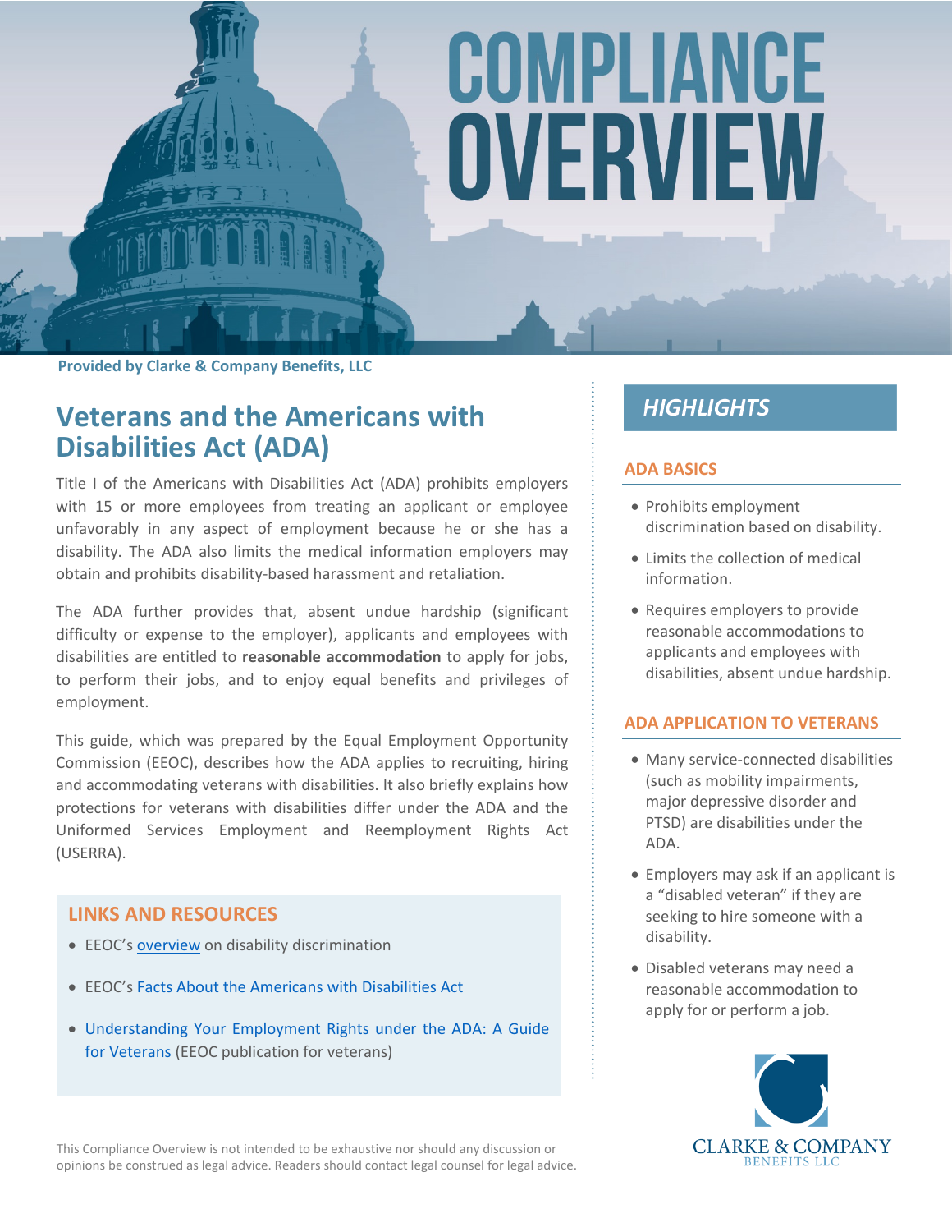# COMPLIANCE OVERVIEW

**Provided by Clarke & Company Benefits, LLC**

## Veterans and the Americans with Disabilities Act (ADA)

Title I of the Americans with Disabilities Act (ADA) prohibits employers with 15 or more employees from treating an applicant or employee unfavorably in any aspect of employment because he or she has a disability. The ADA also limits the medical information employers may obtain and prohibits disability-based harassment and retaliation.

The ADA further provides that, absent undue hardship (significant difficulty or expense to the employer), applicants and employees with disabilities are entitled to **reasonable accommodation** to apply for jobs, to perform their jobs, and to enjoy equal benefits and privileges of employment.

This guide, which was prepared by the Equal Employment Opportunity Commission (EEOC), describes how the ADA applies to recruiting, hiring and accommodating veterans with disabilities. It also briefly explains how protections for veterans with disabilities differ under the ADA and the Uniformed Services Employment and Reemployment Rights Act (USERRA).

### LINKS AND RESOURCES

- EEOC's overview on disability discrimination
- EEOC's Facts About the Americans with Disabilities Act
- Understanding Your Employment Rights under the ADA: A Guide for Veterans (EEOC publication for veterans)

## HIGHLIGHTS

### ADA BASICS

- Prohibits employment discrimination based on disability.
- Limits the collection of medical information.
- Requires employers to provide reasonable accommodations to applicants and employees with disabilities, absent undue hardship.

### ADA APPLICATION TO VETERANS

- Many service-connected disabilities (such as mobility impairments, major depressive disorder and PTSD) are disabilities under the ADA.
- Employers may ask if an applicant is a "disabled veteran" if they are seeking to hire someone with a disability.
- Disabled veterans may need a reasonable accommodation to apply for or perform a job.

This Compliance Overview is not intended to be exhaustive nor should any discussion or opinions be construed as legal advice. Readers should contact legal counsel for legal advice.

CLARKE & COMPANY BENEFITS LLC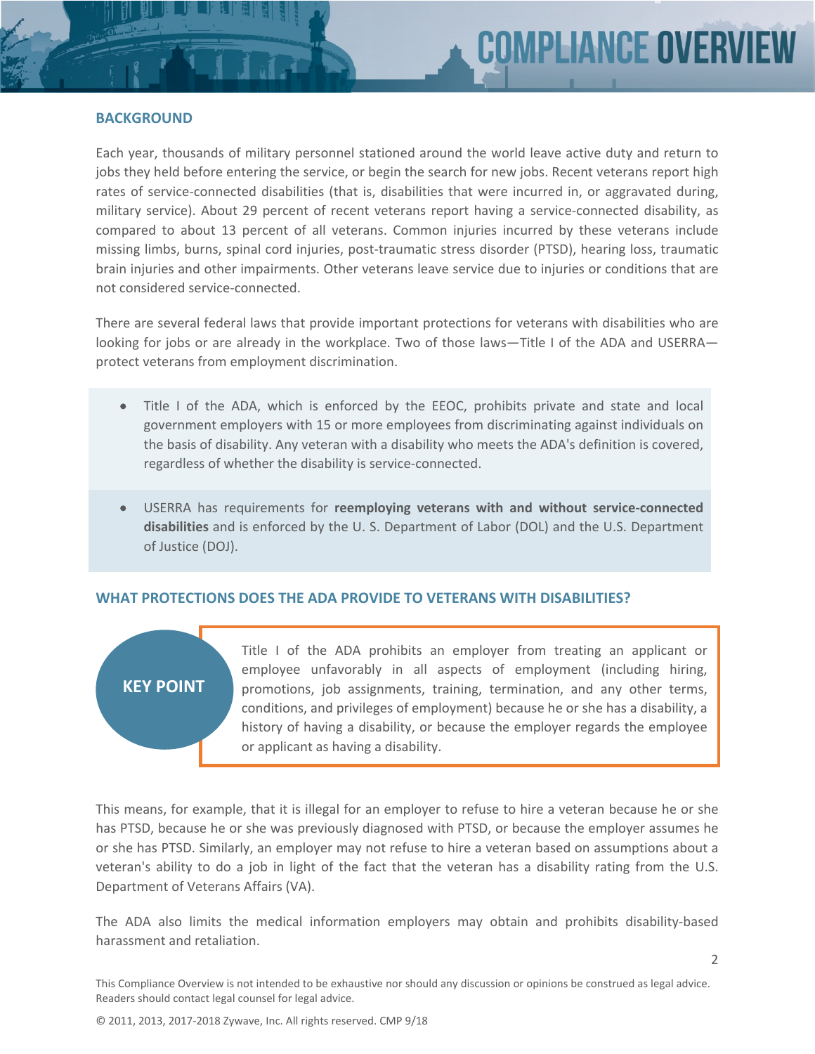## BACKGROUND

Each year, thousands of military personnel stationed around the world leave active duty and return to jobs they held before entering the service, or begin the search for new jobs. Recent veterans report high rates of service-connected disabilities (that is, disabilities that were incurred in, or aggravated during, military service). About 29 percent of recent veterans report having a service-connected disability, as compared to about 13 percent of all veterans. Common injuries incurred by these veterans include missing limbs, burns, spinal cord injuries, post-traumatic stress disorder (PTSD), hearing loss, traumatic brain injuries and other impairments. Other veterans leave service due to injuries or conditions that are not considered service-connected.

There are several federal laws that provide important protections for veterans with disabilities who are looking for jobs or are already in the workplace. Two of those laws—Title I of the ADA and USERRA—protect veterans from employment discrimination.

- Title I of the ADA, which is enforced by the EEOC, prohibits private and state and local government employers with 15 or more employees from discriminating against individuals on the basis of disability. Any veteran with a disability who meets the ADA's definition is covered, regardless of whether the disability is service-connected.

- USERRA has requirements for **reemploying veterans with and without service-connected disabilities** and is enforced by the U. S. Department of Labor (DOL) and the U.S. Department of Justice (DOJ).

## WHAT PROTECTIONS DOES THE ADA PROVIDE TO VETERANS WITH DISABILITIES?

**KEY POINT**

Title I of the ADA prohibits an employer from treating an applicant or employee unfavorably in all aspects of employment (including hiring, promotions, job assignments, training, termination, and any other terms, conditions, and privileges of employment) because he or she has a disability, a history of having a disability, or because the employer regards the employee or applicant as having a disability.

This means, for example, that it is illegal for an employer to refuse to hire a veteran because he or she has PTSD, because he or she was previously diagnosed with PTSD, or because the employer assumes he or she has PTSD. Similarly, an employer may not refuse to hire a veteran based on assumptions about a veteran's ability to do a job in light of the fact that the veteran has a disability rating from the U.S. Department of Veterans Affairs (VA).

The ADA also limits the medical information employers may obtain and prohibits disability-based harassment and retaliation.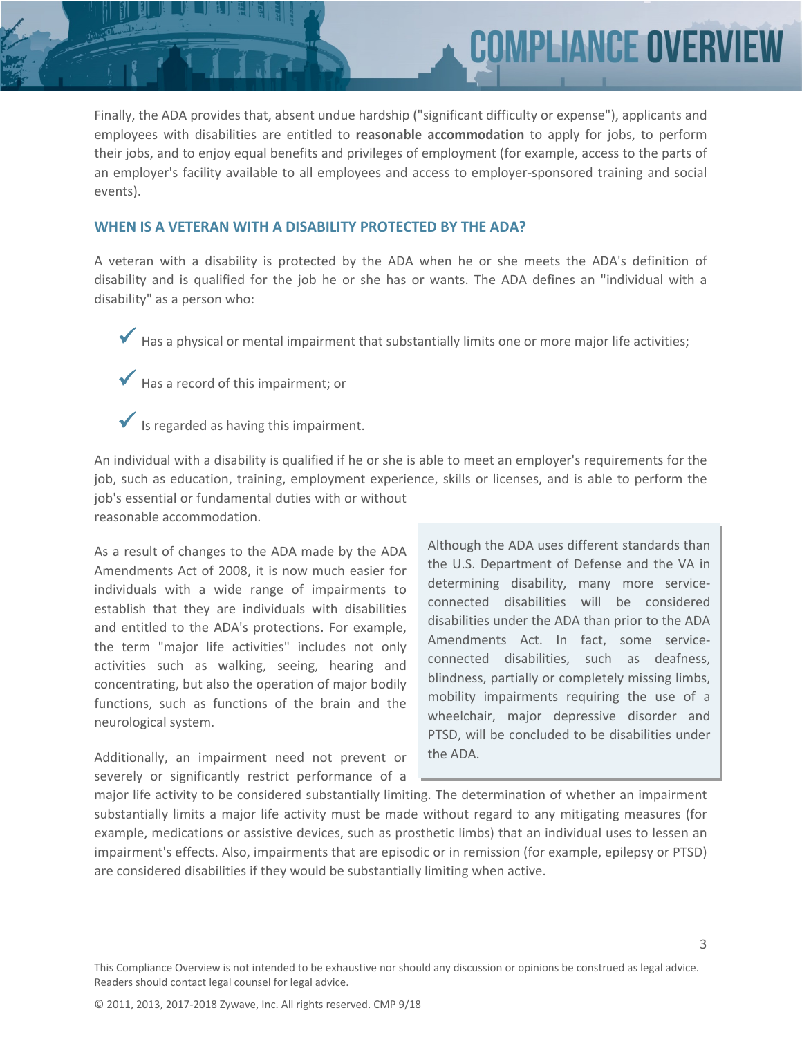Finally, the ADA provides that, absent undue hardship ("significant difficulty or expense"), applicants and employees with disabilities are entitled to **reasonable accommodation** to apply for jobs, to perform their jobs, and to enjoy equal benefits and privileges of employment (for example, access to the parts of an employer's facility available to all employees and access to employer-sponsored training and social events).

## WHEN IS A VETERAN WITH A DISABILITY PROTECTED BY THE ADA?

A veteran with a disability is protected by the ADA when he or she meets the ADA's definition of disability and is qualified for the job he or she has or wants. The ADA defines an "individual with a disability" as a person who:

- ✓ Has a physical or mental impairment that substantially limits one or more major life activities;
- ✓ Has a record of this impairment; or
- ✓ Is regarded as having this impairment.

An individual with a disability is qualified if he or she is able to meet an employer's requirements for the job, such as education, training, employment experience, skills or licenses, and is able to perform the job's essential or fundamental duties with or without reasonable accommodation.

As a result of changes to the ADA made by the ADA Amendments Act of 2008, it is now much easier for individuals with a wide range of impairments to establish that they are individuals with disabilities and entitled to the ADA's protections. For example, the term "major life activities" includes not only activities such as walking, seeing, hearing and concentrating, but also the operation of major bodily functions, such as functions of the brain and the neurological system.

Additionally, an impairment need not prevent or severely or significantly restrict performance of a major life activity to be considered substantially limiting. The determination of whether an impairment substantially limits a major life activity must be made without regard to any mitigating measures (for example, medications or assistive devices, such as prosthetic limbs) that an individual uses to lessen an impairment's effects. Also, impairments that are episodic or in remission (for example, epilepsy or PTSD) are considered disabilities if they would be substantially limiting when active.

> Although the ADA uses different standards than the U.S. Department of Defense and the VA in determining disability, many more service-connected disabilities will be considered disabilities under the ADA than prior to the ADA Amendments Act. In fact, some service-connected disabilities, such as deafness, blindness, partially or completely missing limbs, mobility impairments requiring the use of a wheelchair, major depressive disorder and PTSD, will be concluded to be disabilities under the ADA.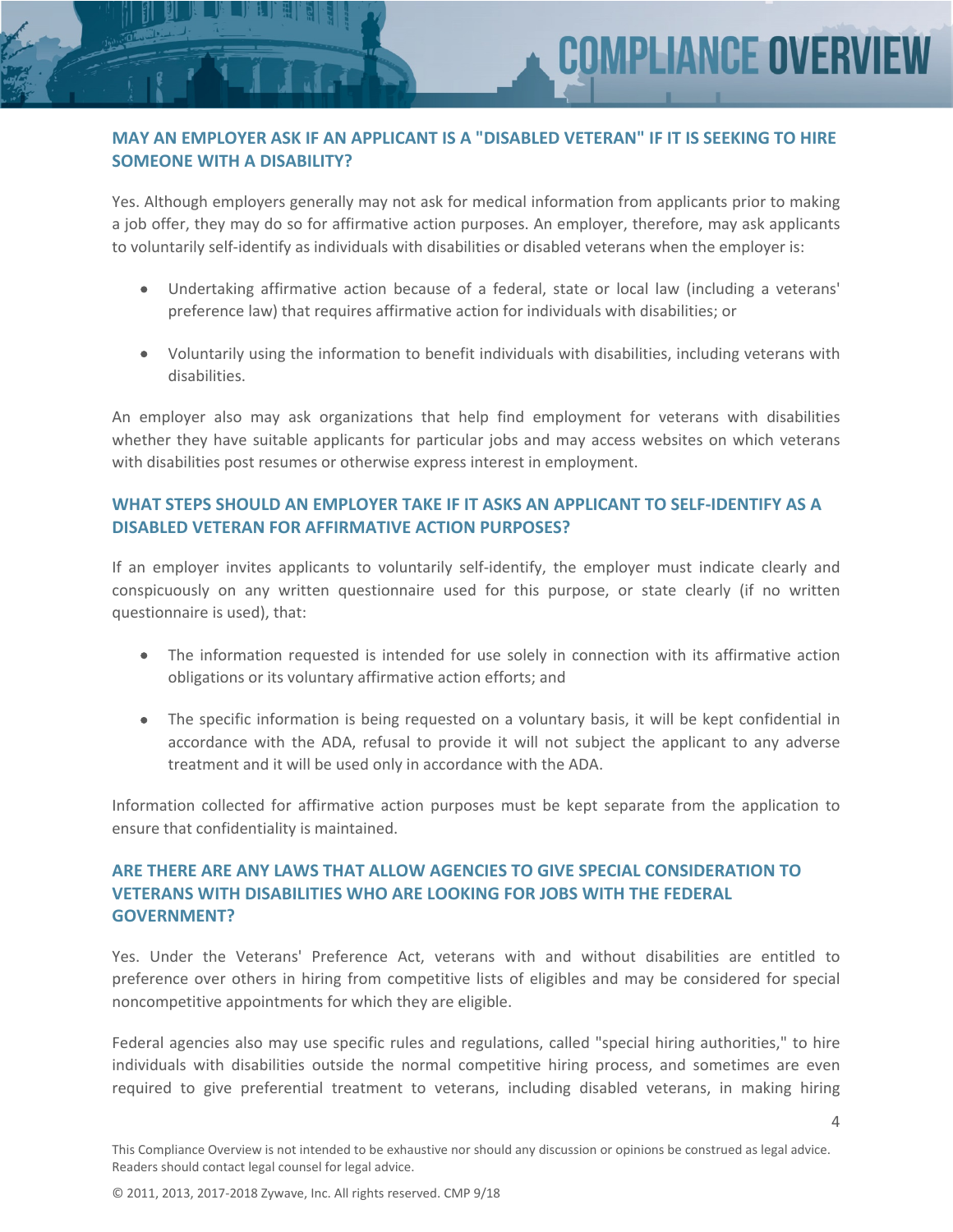## MAY AN EMPLOYER ASK IF AN APPLICANT IS A "DISABLED VETERAN" IF IT IS SEEKING TO HIRE SOMEONE WITH A DISABILITY?

Yes. Although employers generally may not ask for medical information from applicants prior to making a job offer, they may do so for affirmative action purposes. An employer, therefore, may ask applicants to voluntarily self-identify as individuals with disabilities or disabled veterans when the employer is:

- Undertaking affirmative action because of a federal, state or local law (including a veterans' preference law) that requires affirmative action for individuals with disabilities; or
- Voluntarily using the information to benefit individuals with disabilities, including veterans with disabilities.

An employer also may ask organizations that help find employment for veterans with disabilities whether they have suitable applicants for particular jobs and may access websites on which veterans with disabilities post resumes or otherwise express interest in employment.

## WHAT STEPS SHOULD AN EMPLOYER TAKE IF IT ASKS AN APPLICANT TO SELF-IDENTIFY AS A DISABLED VETERAN FOR AFFIRMATIVE ACTION PURPOSES?

If an employer invites applicants to voluntarily self-identify, the employer must indicate clearly and conspicuously on any written questionnaire used for this purpose, or state clearly (if no written questionnaire is used), that:

- The information requested is intended for use solely in connection with its affirmative action obligations or its voluntary affirmative action efforts; and
- The specific information is being requested on a voluntary basis, it will be kept confidential in accordance with the ADA, refusal to provide it will not subject the applicant to any adverse treatment and it will be used only in accordance with the ADA.

Information collected for affirmative action purposes must be kept separate from the application to ensure that confidentiality is maintained.

## ARE THERE ARE ANY LAWS THAT ALLOW AGENCIES TO GIVE SPECIAL CONSIDERATION TO VETERANS WITH DISABILITIES WHO ARE LOOKING FOR JOBS WITH THE FEDERAL GOVERNMENT?

Yes. Under the Veterans' Preference Act, veterans with and without disabilities are entitled to preference over others in hiring from competitive lists of eligibles and may be considered for special noncompetitive appointments for which they are eligible.

Federal agencies also may use specific rules and regulations, called "special hiring authorities," to hire individuals with disabilities outside the normal competitive hiring process, and sometimes are even required to give preferential treatment to veterans, including disabled veterans, in making hiring

This Compliance Overview is not intended to be exhaustive nor should any discussion or opinions be construed as legal advice. Readers should contact legal counsel for legal advice.

© 2011, 2013, 2017-2018 Zywave, Inc. All rights reserved. CMP 9/18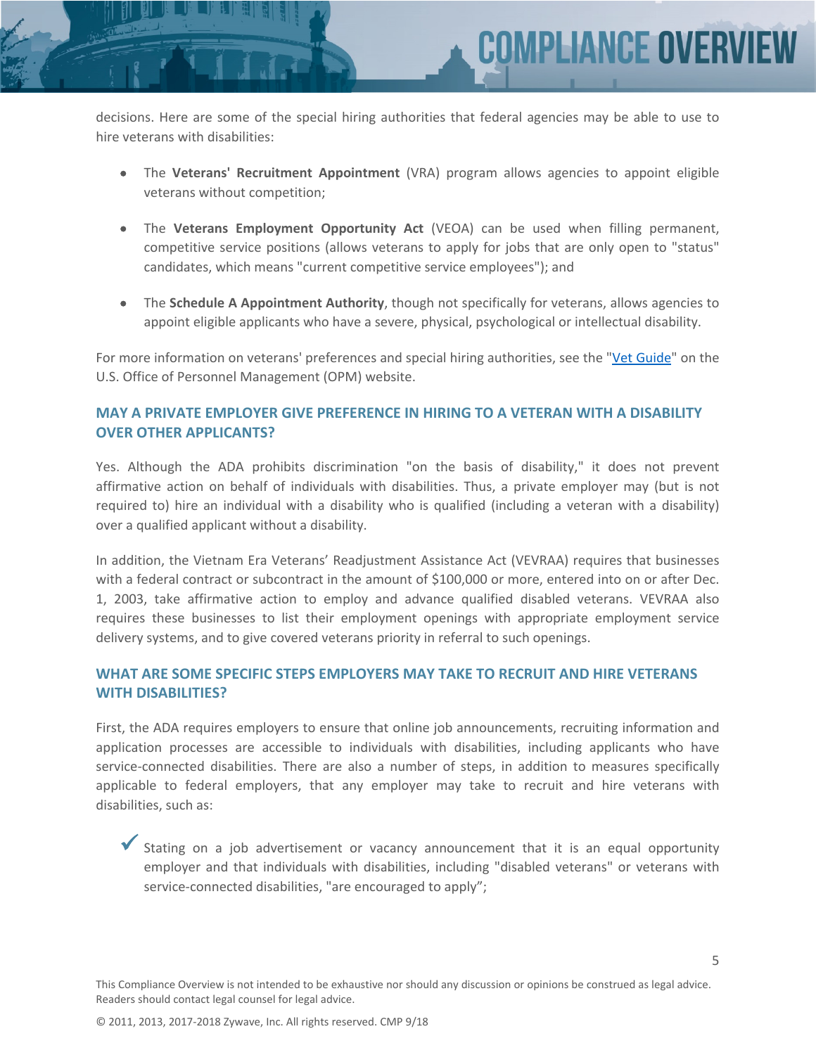decisions. Here are some of the special hiring authorities that federal agencies may be able to use to hire veterans with disabilities:

- The **Veterans' Recruitment Appointment** (VRA) program allows agencies to appoint eligible veterans without competition;
- The **Veterans Employment Opportunity Act** (VEOA) can be used when filling permanent, competitive service positions (allows veterans to apply for jobs that are only open to "status" candidates, which means "current competitive service employees"); and
- The **Schedule A Appointment Authority**, though not specifically for veterans, allows agencies to appoint eligible applicants who have a severe, physical, psychological or intellectual disability.

For more information on veterans' preferences and special hiring authorities, see the "Vet Guide" on the U.S. Office of Personnel Management (OPM) website.

## MAY A PRIVATE EMPLOYER GIVE PREFERENCE IN HIRING TO A VETERAN WITH A DISABILITY OVER OTHER APPLICANTS?

Yes. Although the ADA prohibits discrimination "on the basis of disability," it does not prevent affirmative action on behalf of individuals with disabilities. Thus, a private employer may (but is not required to) hire an individual with a disability who is qualified (including a veteran with a disability) over a qualified applicant without a disability.

In addition, the Vietnam Era Veterans' Readjustment Assistance Act (VEVRAA) requires that businesses with a federal contract or subcontract in the amount of $100,000 or more, entered into on or after Dec. 1, 2003, take affirmative action to employ and advance qualified disabled veterans. VEVRAA also requires these businesses to list their employment openings with appropriate employment service delivery systems, and to give covered veterans priority in referral to such openings.

## WHAT ARE SOME SPECIFIC STEPS EMPLOYERS MAY TAKE TO RECRUIT AND HIRE VETERANS WITH DISABILITIES?

First, the ADA requires employers to ensure that online job announcements, recruiting information and application processes are accessible to individuals with disabilities, including applicants who have service-connected disabilities. There are also a number of steps, in addition to measures specifically applicable to federal employers, that any employer may take to recruit and hire veterans with disabilities, such as:

- ✓ Stating on a job advertisement or vacancy announcement that it is an equal opportunity employer and that individuals with disabilities, including "disabled veterans" or veterans with service-connected disabilities, "are encouraged to apply";

This Compliance Overview is not intended to be exhaustive nor should any discussion or opinions be construed as legal advice. Readers should contact legal counsel for legal advice.

© 2011, 2013, 2017-2018 Zywave, Inc. All rights reserved. CMP 9/18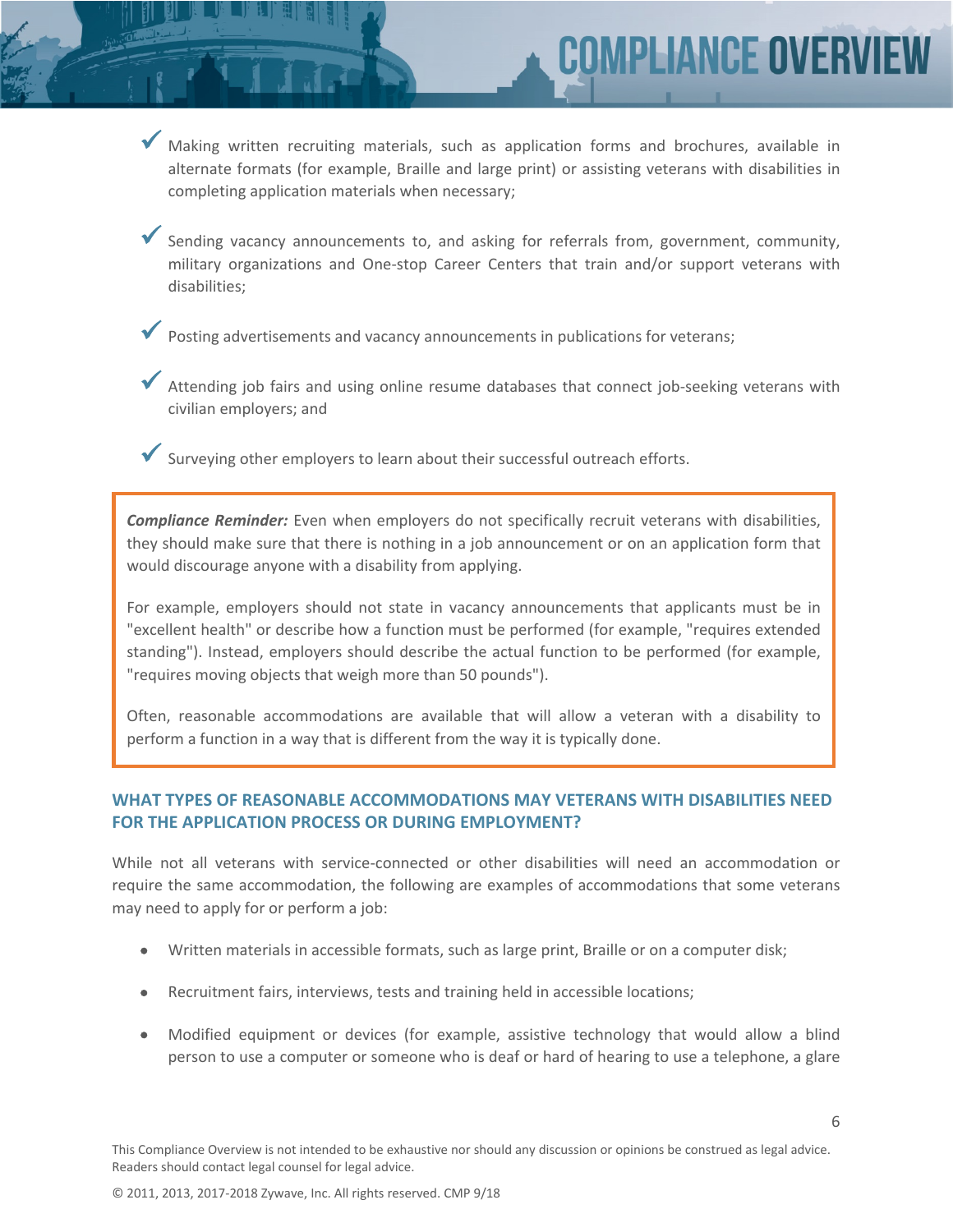- ✓ Making written recruiting materials, such as application forms and brochures, available in alternate formats (for example, Braille and large print) or assisting veterans with disabilities in completing application materials when necessary;

- ✓ Sending vacancy announcements to, and asking for referrals from, government, community, military organizations and One-stop Career Centers that train and/or support veterans with disabilities;

- ✓ Posting advertisements and vacancy announcements in publications for veterans;

- ✓ Attending job fairs and using online resume databases that connect job-seeking veterans with civilian employers; and

- ✓ Surveying other employers to learn about their successful outreach efforts.

> ***Compliance Reminder:*** Even when employers do not specifically recruit veterans with disabilities, they should make sure that there is nothing in a job announcement or on an application form that would discourage anyone with a disability from applying.
>
> For example, employers should not state in vacancy announcements that applicants must be in "excellent health" or describe how a function must be performed (for example, "requires extended standing"). Instead, employers should describe the actual function to be performed (for example, "requires moving objects that weigh more than 50 pounds").
>
> Often, reasonable accommodations are available that will allow a veteran with a disability to perform a function in a way that is different from the way it is typically done.

## WHAT TYPES OF REASONABLE ACCOMMODATIONS MAY VETERANS WITH DISABILITIES NEED FOR THE APPLICATION PROCESS OR DURING EMPLOYMENT?

While not all veterans with service-connected or other disabilities will need an accommodation or require the same accommodation, the following are examples of accommodations that some veterans may need to apply for or perform a job:

- Written materials in accessible formats, such as large print, Braille or on a computer disk;
- Recruitment fairs, interviews, tests and training held in accessible locations;
- Modified equipment or devices (for example, assistive technology that would allow a blind person to use a computer or someone who is deaf or hard of hearing to use a telephone, a glare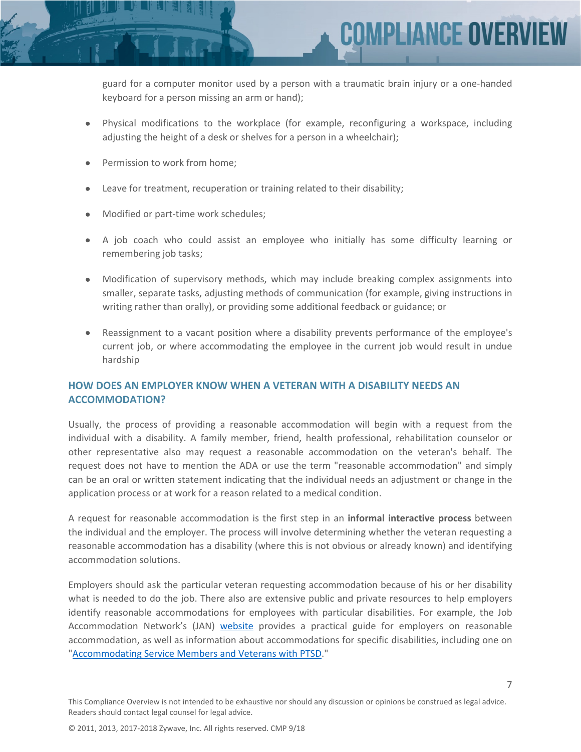guard for a computer monitor used by a person with a traumatic brain injury or a one-handed keyboard for a person missing an arm or hand);

- Physical modifications to the workplace (for example, reconfiguring a workspace, including adjusting the height of a desk or shelves for a person in a wheelchair);
- Permission to work from home;
- Leave for treatment, recuperation or training related to their disability;
- Modified or part-time work schedules;
- A job coach who could assist an employee who initially has some difficulty learning or remembering job tasks;
- Modification of supervisory methods, which may include breaking complex assignments into smaller, separate tasks, adjusting methods of communication (for example, giving instructions in writing rather than orally), or providing some additional feedback or guidance; or
- Reassignment to a vacant position where a disability prevents performance of the employee's current job, or where accommodating the employee in the current job would result in undue hardship

## HOW DOES AN EMPLOYER KNOW WHEN A VETERAN WITH A DISABILITY NEEDS AN ACCOMMODATION?

Usually, the process of providing a reasonable accommodation will begin with a request from the individual with a disability. A family member, friend, health professional, rehabilitation counselor or other representative also may request a reasonable accommodation on the veteran's behalf. The request does not have to mention the ADA or use the term "reasonable accommodation" and simply can be an oral or written statement indicating that the individual needs an adjustment or change in the application process or at work for a reason related to a medical condition.

A request for reasonable accommodation is the first step in an **informal interactive process** between the individual and the employer. The process will involve determining whether the veteran requesting a reasonable accommodation has a disability (where this is not obvious or already known) and identifying accommodation solutions.

Employers should ask the particular veteran requesting accommodation because of his or her disability what is needed to do the job. There also are extensive public and private resources to help employers identify reasonable accommodations for employees with particular disabilities. For example, the Job Accommodation Network's (JAN) website provides a practical guide for employers on reasonable accommodation, as well as information about accommodations for specific disabilities, including one on "Accommodating Service Members and Veterans with PTSD."

This Compliance Overview is not intended to be exhaustive nor should any discussion or opinions be construed as legal advice. Readers should contact legal counsel for legal advice.

© 2011, 2013, 2017-2018 Zywave, Inc. All rights reserved. CMP 9/18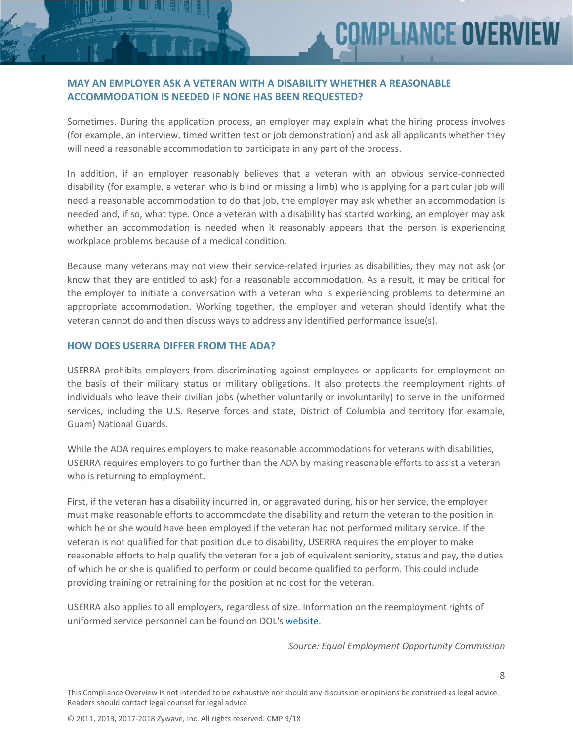## MAY AN EMPLOYER ASK A VETERAN WITH A DISABILITY WHETHER A REASONABLE ACCOMMODATION IS NEEDED IF NONE HAS BEEN REQUESTED?

Sometimes. During the application process, an employer may explain what the hiring process involves (for example, an interview, timed written test or job demonstration) and ask all applicants whether they will need a reasonable accommodation to participate in any part of the process.

In addition, if an employer reasonably believes that a veteran with an obvious service-connected disability (for example, a veteran who is blind or missing a limb) who is applying for a particular job will need a reasonable accommodation to do that job, the employer may ask whether an accommodation is needed and, if so, what type. Once a veteran with a disability has started working, an employer may ask whether an accommodation is needed when it reasonably appears that the person is experiencing workplace problems because of a medical condition.

Because many veterans may not view their service-related injuries as disabilities, they may not ask (or know that they are entitled to ask) for a reasonable accommodation. As a result, it may be critical for the employer to initiate a conversation with a veteran who is experiencing problems to determine an appropriate accommodation. Working together, the employer and veteran should identify what the veteran cannot do and then discuss ways to address any identified performance issue(s).

## HOW DOES USERRA DIFFER FROM THE ADA?

USERRA prohibits employers from discriminating against employees or applicants for employment on the basis of their military status or military obligations. It also protects the reemployment rights of individuals who leave their civilian jobs (whether voluntarily or involuntarily) to serve in the uniformed services, including the U.S. Reserve forces and state, District of Columbia and territory (for example, Guam) National Guards.

While the ADA requires employers to make reasonable accommodations for veterans with disabilities, USERRA requires employers to go further than the ADA by making reasonable efforts to assist a veteran who is returning to employment.

First, if the veteran has a disability incurred in, or aggravated during, his or her service, the employer must make reasonable efforts to accommodate the disability and return the veteran to the position in which he or she would have been employed if the veteran had not performed military service. If the veteran is not qualified for that position due to disability, USERRA requires the employer to make reasonable efforts to help qualify the veteran for a job of equivalent seniority, status and pay, the duties of which he or she is qualified to perform or could become qualified to perform. This could include providing training or retraining for the position at no cost for the veteran.

USERRA also applies to all employers, regardless of size. Information on the reemployment rights of uniformed service personnel can be found on DOL's website.

*Source: Equal Employment Opportunity Commission*

This Compliance Overview is not intended to be exhaustive nor should any discussion or opinions be construed as legal advice. Readers should contact legal counsel for legal advice.

© 2011, 2013, 2017-2018 Zywave, Inc. All rights reserved. CMP 9/18